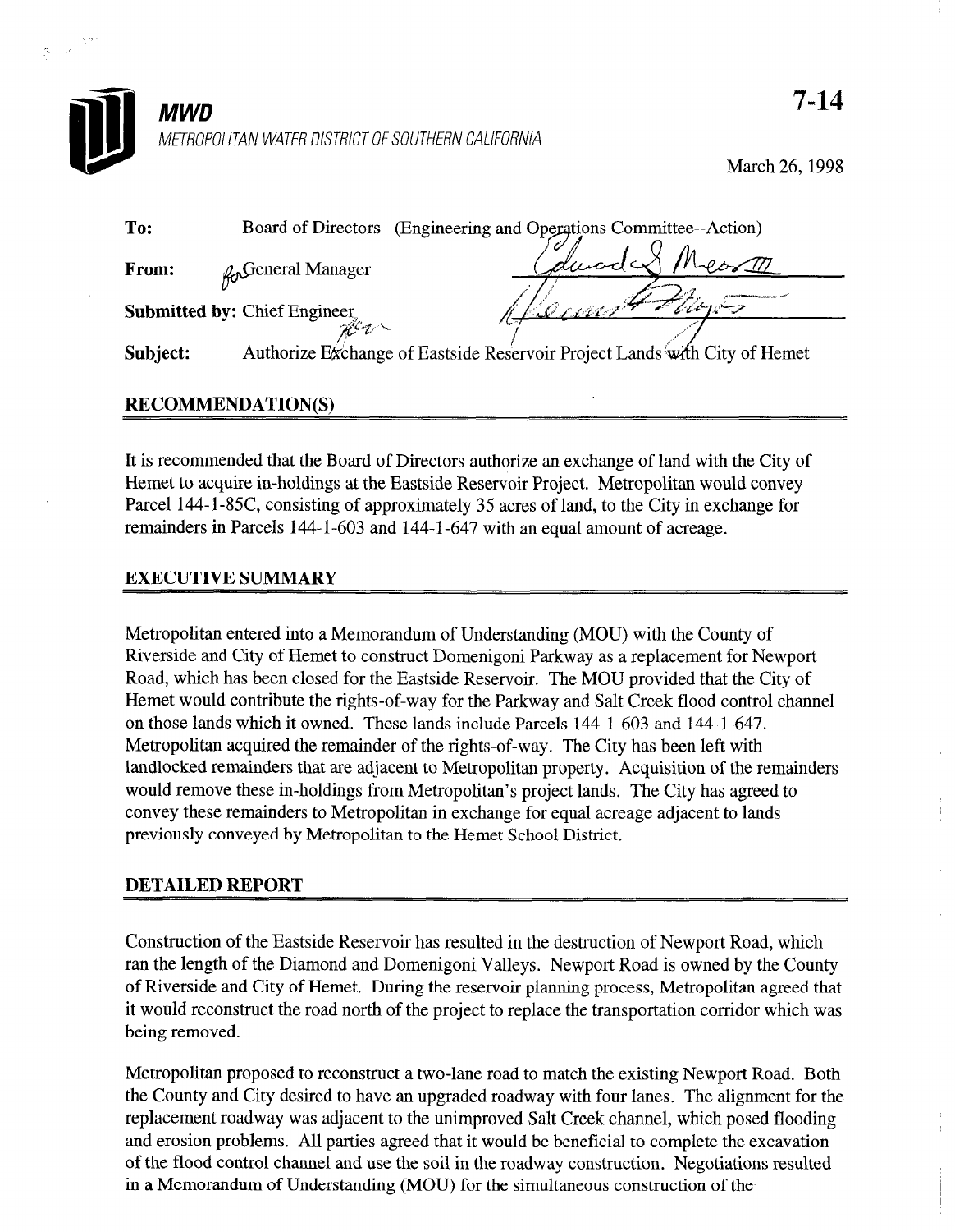**MWD**

METROPOLITAN WATER DISTRICT OF SOUTHERN CALIFORNIA

7-14

March 26, 1998

**To:** Board of Directors (Engineering and Operations Committee--Action)

**From:** General Manager

**Submitted by:** Chief Engineer

**Subject:** Authorize Exchange of Eastside Reservoir Project Lands with City of Hemet

## RECOMMENDATION(S)

It is recommended that the Board of Directors authorize an exchange of land with the City of Hemet to acquire in-holdings at the Eastside Reservoir Project. Metropolitan would convey Parcel 144-1-85C, consisting of approximately 35 acres of land, to the City in exchange for remainders in Parcels 144-1-603 and 144-1-647 with an equal amount of acreage.

## EXECUTIVE SUMMARY

Metropolitan entered into a Memorandum of Understanding (MOU) with the County of Riverside and City of Hemet to construct Domenigoni Parkway as a replacement for Newport Road, which has been closed for the Eastside Reservoir. The MOU provided that the City of Hemet would contribute the rights-of-way for the Parkway and Salt Creek flood control channel on those lands which it owned. These lands include Parcels 144-1-603 and 144-1-647. Metropolitan acquired the remainder of the rights-of-way. The City has been left with landlocked remainders that are adjacent to Metropolitan property. Acquisition of the remainders would remove these in-holdings from Metropolitan's project lands. The City has agreed to convey these remainders to Metropolitan in exchange for equal acreage adjacent to lands previously conveyed by Metropolitan to the Hemet School District.

## DETAILED REPORT

Construction of the Eastside Reservoir has resulted in the destruction of Newport Road, which ran the length of the Diamond and Domenigoni Valleys. Newport Road is owned by the County of Riverside and City of Hemet. During the reservoir planning process, Metropolitan agreed that it would reconstruct the road north of the project to replace the transportation corridor which was being removed.

Metropolitan proposed to reconstruct a two-lane road to match the existing Newport Road. Both the County and City desired to have an upgraded roadway with four lanes. The alignment for the replacement roadway was adjacent to the unimproved Salt Creek channel, which posed flooding and erosion problems. All parties agreed that it would be beneficial to complete the excavation of the flood control channel and use the soil in the roadway construction. Negotiations resulted in a Memorandum of Understanding (MOU) for the simultaneous construction of the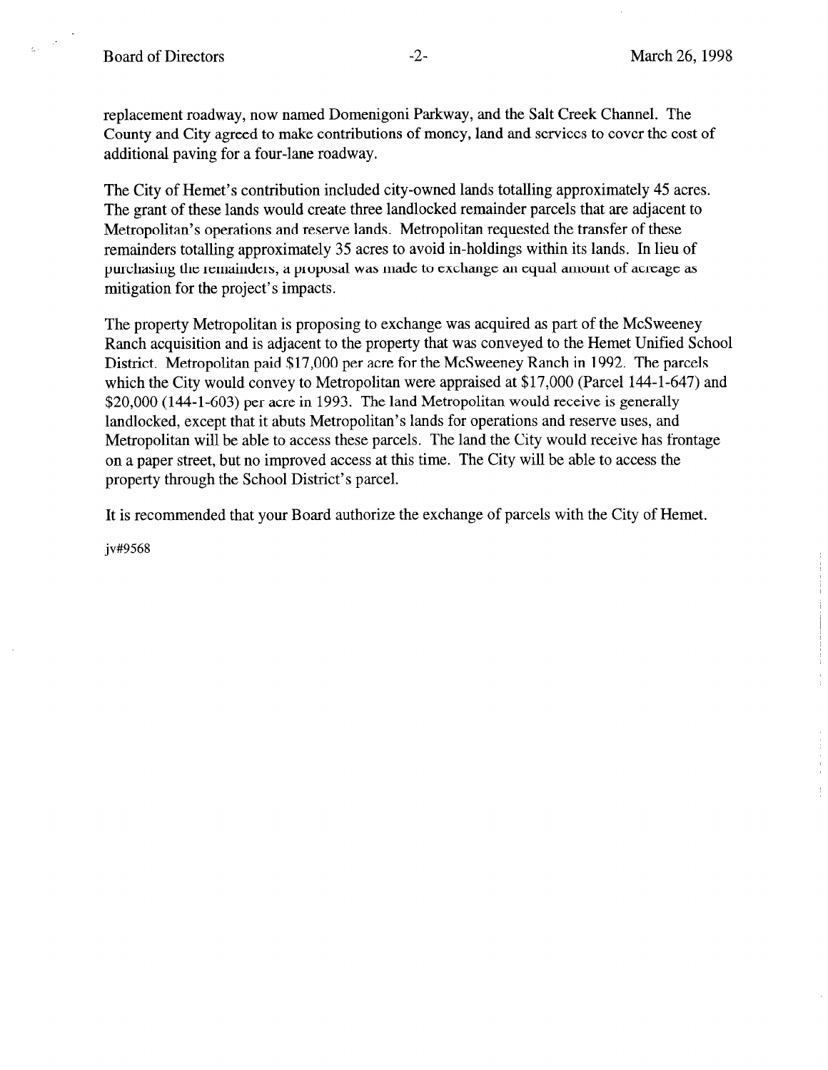replacement roadway, now named Domenigoni Parkway, and the Salt Creek Channel. The County and City agreed to make contributions of money, land and services to cover the cost of additional paving for a four-lane roadway.

The City of Hemet's contribution included city-owned lands totalling approximately 45 acres. The grant of these lands would create three landlocked remainder parcels that are adjacent to Metropolitan's operations and reserve lands. Metropolitan requested the transfer of these remainders totalling approximately 35 acres to avoid in-holdings within its lands. In lieu of purchasing the remainders, a proposal was made to exchange an equal amount of acreage as mitigation for the project's impacts.

The property Metropolitan is proposing to exchange was acquired as part of the McSweeney Ranch acquisition and is adjacent to the property that was conveyed to the Hemet Unified School District. Metropolitan paid $17,000 per acre for the McSweeney Ranch in 1992. The parcels which the City would convey to Metropolitan were appraised at $17,000 (Parcel 144-1-647) and $20,000 (144-1-603) per acre in 1993. The land Metropolitan would receive is generally landlocked, except that it abuts Metropolitan's lands for operations and reserve uses, and Metropolitan will be able to access these parcels. The land the City would receive has frontage on a paper street, but no improved access at this time. The City will be able to access the property through the School District's parcel.

It is recommended that your Board authorize the exchange of parcels with the City of Hemet.

jv#9568